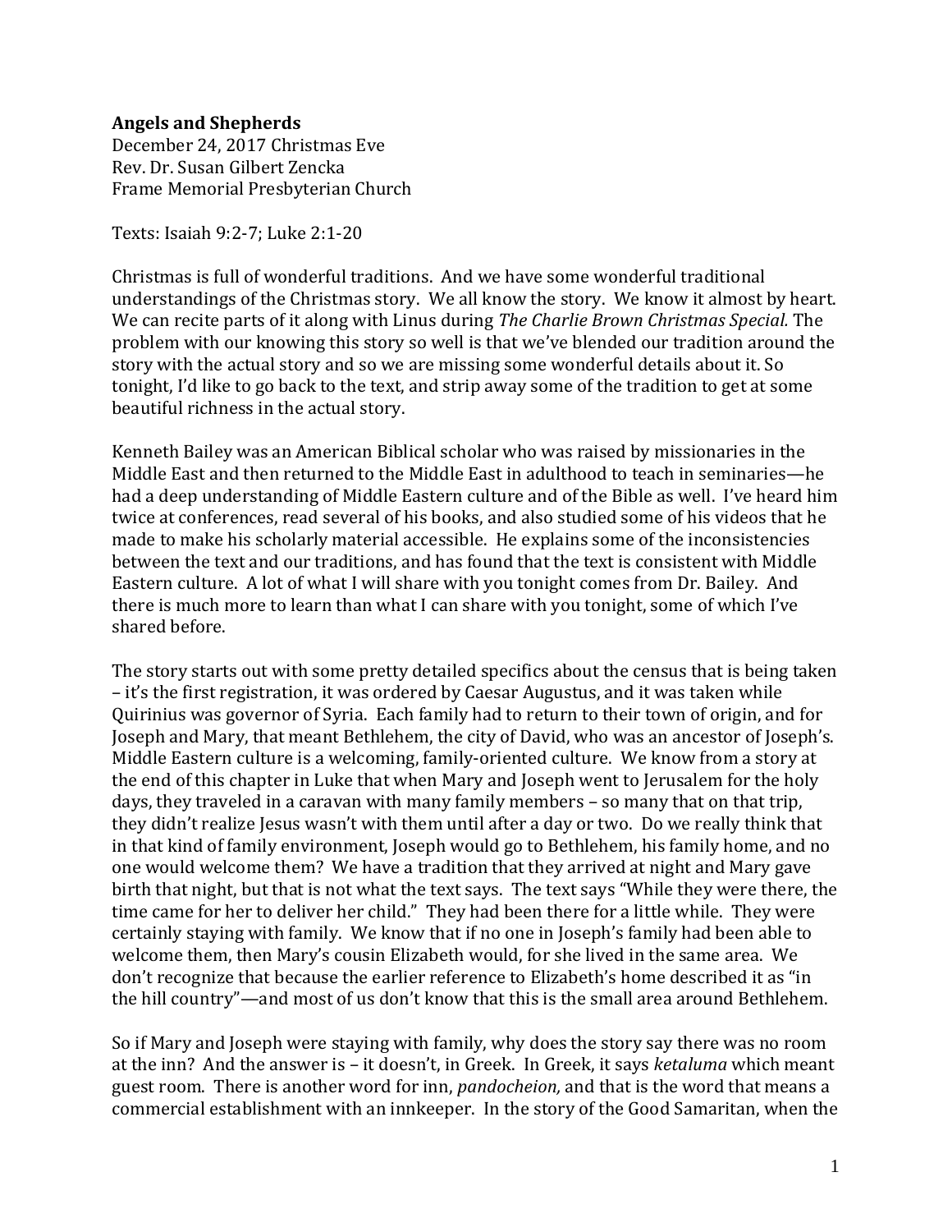**Angels and Shepherds**
December 24, 2017 Christmas Eve
Rev. Dr. Susan Gilbert Zencka
Frame Memorial Presbyterian Church

Texts: Isaiah 9:2-7; Luke 2:1-20

Christmas is full of wonderful traditions. And we have some wonderful traditional understandings of the Christmas story. We all know the story. We know it almost by heart. We can recite parts of it along with Linus during *The Charlie Brown Christmas Special.* The problem with our knowing this story so well is that we've blended our tradition around the story with the actual story and so we are missing some wonderful details about it. So tonight, I'd like to go back to the text, and strip away some of the tradition to get at some beautiful richness in the actual story.

Kenneth Bailey was an American Biblical scholar who was raised by missionaries in the Middle East and then returned to the Middle East in adulthood to teach in seminaries—he had a deep understanding of Middle Eastern culture and of the Bible as well. I've heard him twice at conferences, read several of his books, and also studied some of his videos that he made to make his scholarly material accessible. He explains some of the inconsistencies between the text and our traditions, and has found that the text is consistent with Middle Eastern culture. A lot of what I will share with you tonight comes from Dr. Bailey. And there is much more to learn than what I can share with you tonight, some of which I've shared before.

The story starts out with some pretty detailed specifics about the census that is being taken – it's the first registration, it was ordered by Caesar Augustus, and it was taken while Quirinius was governor of Syria. Each family had to return to their town of origin, and for Joseph and Mary, that meant Bethlehem, the city of David, who was an ancestor of Joseph's. Middle Eastern culture is a welcoming, family-oriented culture. We know from a story at the end of this chapter in Luke that when Mary and Joseph went to Jerusalem for the holy days, they traveled in a caravan with many family members – so many that on that trip, they didn't realize Jesus wasn't with them until after a day or two. Do we really think that in that kind of family environment, Joseph would go to Bethlehem, his family home, and no one would welcome them? We have a tradition that they arrived at night and Mary gave birth that night, but that is not what the text says. The text says "While they were there, the time came for her to deliver her child." They had been there for a little while. They were certainly staying with family. We know that if no one in Joseph's family had been able to welcome them, then Mary's cousin Elizabeth would, for she lived in the same area. We don't recognize that because the earlier reference to Elizabeth's home described it as "in the hill country"—and most of us don't know that this is the small area around Bethlehem.

So if Mary and Joseph were staying with family, why does the story say there was no room at the inn? And the answer is – it doesn't, in Greek. In Greek, it says *ketaluma* which meant guest room. There is another word for inn, *pandocheion,* and that is the word that means a commercial establishment with an innkeeper. In the story of the Good Samaritan, when the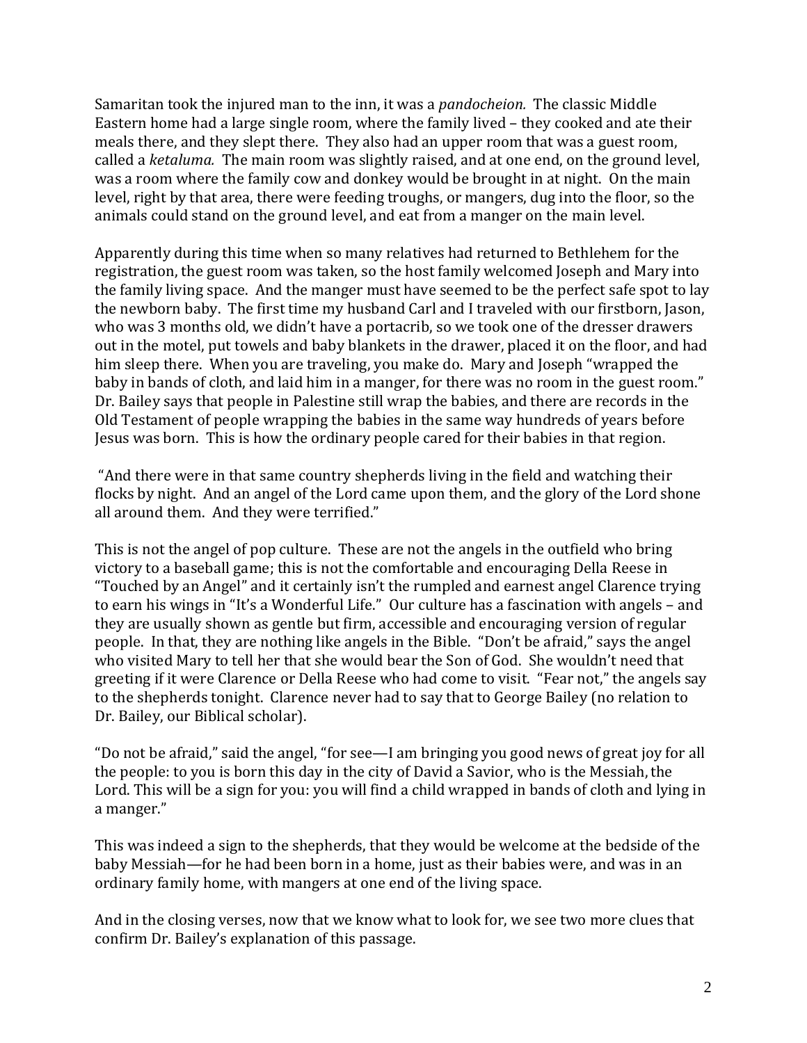Samaritan took the injured man to the inn, it was a *pandocheion.* The classic Middle Eastern home had a large single room, where the family lived – they cooked and ate their meals there, and they slept there. They also had an upper room that was a guest room, called a *ketaluma.* The main room was slightly raised, and at one end, on the ground level, was a room where the family cow and donkey would be brought in at night. On the main level, right by that area, there were feeding troughs, or mangers, dug into the floor, so the animals could stand on the ground level, and eat from a manger on the main level.

Apparently during this time when so many relatives had returned to Bethlehem for the registration, the guest room was taken, so the host family welcomed Joseph and Mary into the family living space. And the manger must have seemed to be the perfect safe spot to lay the newborn baby. The first time my husband Carl and I traveled with our firstborn, Jason, who was 3 months old, we didn't have a portacrib, so we took one of the dresser drawers out in the motel, put towels and baby blankets in the drawer, placed it on the floor, and had him sleep there. When you are traveling, you make do. Mary and Joseph "wrapped the baby in bands of cloth, and laid him in a manger, for there was no room in the guest room." Dr. Bailey says that people in Palestine still wrap the babies, and there are records in the Old Testament of people wrapping the babies in the same way hundreds of years before Jesus was born. This is how the ordinary people cared for their babies in that region.

"And there were in that same country shepherds living in the field and watching their flocks by night. And an angel of the Lord came upon them, and the glory of the Lord shone all around them. And they were terrified."

This is not the angel of pop culture. These are not the angels in the outfield who bring victory to a baseball game; this is not the comfortable and encouraging Della Reese in "Touched by an Angel" and it certainly isn't the rumpled and earnest angel Clarence trying to earn his wings in "It's a Wonderful Life." Our culture has a fascination with angels – and they are usually shown as gentle but firm, accessible and encouraging version of regular people. In that, they are nothing like angels in the Bible. "Don't be afraid," says the angel who visited Mary to tell her that she would bear the Son of God. She wouldn't need that greeting if it were Clarence or Della Reese who had come to visit. "Fear not," the angels say to the shepherds tonight. Clarence never had to say that to George Bailey (no relation to Dr. Bailey, our Biblical scholar).

"Do not be afraid," said the angel, "for see—I am bringing you good news of great joy for all the people: to you is born this day in the city of David a Savior, who is the Messiah, the Lord. This will be a sign for you: you will find a child wrapped in bands of cloth and lying in a manger."

This was indeed a sign to the shepherds, that they would be welcome at the bedside of the baby Messiah—for he had been born in a home, just as their babies were, and was in an ordinary family home, with mangers at one end of the living space.

And in the closing verses, now that we know what to look for, we see two more clues that confirm Dr. Bailey's explanation of this passage.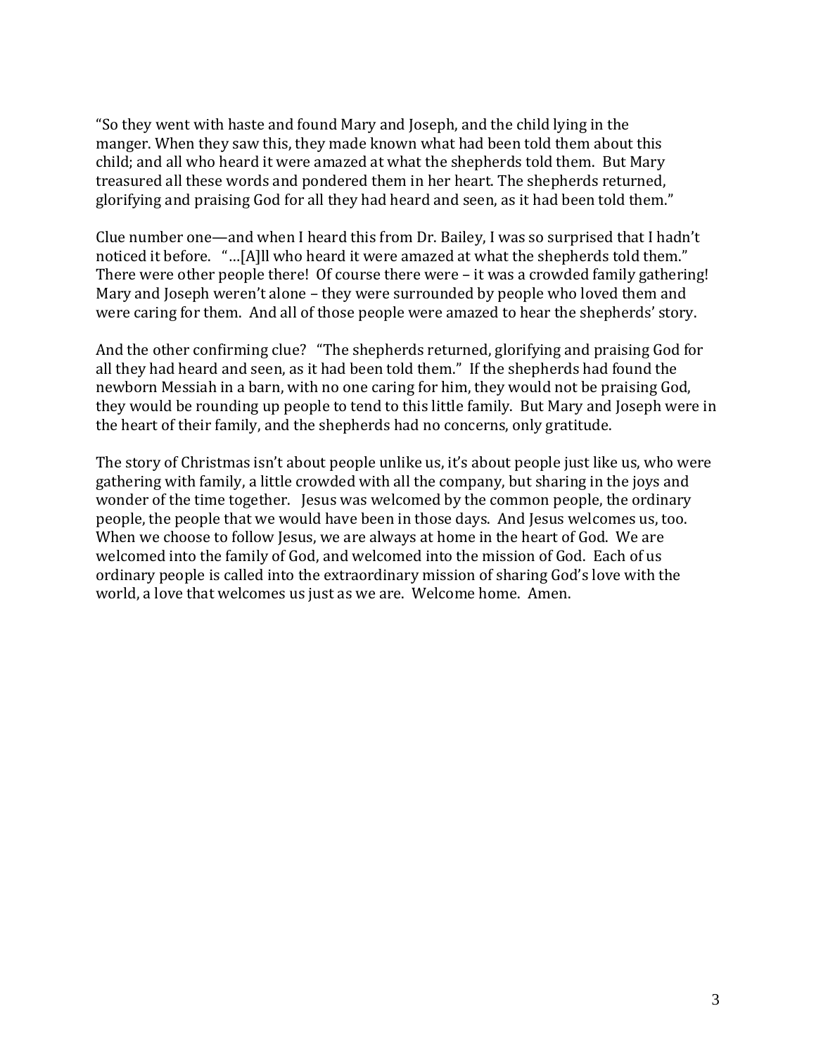"So they went with haste and found Mary and Joseph, and the child lying in the manger. When they saw this, they made known what had been told them about this child; and all who heard it were amazed at what the shepherds told them. But Mary treasured all these words and pondered them in her heart. The shepherds returned, glorifying and praising God for all they had heard and seen, as it had been told them."

Clue number one—and when I heard this from Dr. Bailey, I was so surprised that I hadn't noticed it before. "…[A]ll who heard it were amazed at what the shepherds told them." There were other people there! Of course there were – it was a crowded family gathering! Mary and Joseph weren't alone – they were surrounded by people who loved them and were caring for them. And all of those people were amazed to hear the shepherds' story.

And the other confirming clue? "The shepherds returned, glorifying and praising God for all they had heard and seen, as it had been told them." If the shepherds had found the newborn Messiah in a barn, with no one caring for him, they would not be praising God, they would be rounding up people to tend to this little family. But Mary and Joseph were in the heart of their family, and the shepherds had no concerns, only gratitude.

The story of Christmas isn't about people unlike us, it's about people just like us, who were gathering with family, a little crowded with all the company, but sharing in the joys and wonder of the time together. Jesus was welcomed by the common people, the ordinary people, the people that we would have been in those days. And Jesus welcomes us, too. When we choose to follow Jesus, we are always at home in the heart of God. We are welcomed into the family of God, and welcomed into the mission of God. Each of us ordinary people is called into the extraordinary mission of sharing God's love with the world, a love that welcomes us just as we are. Welcome home. Amen.